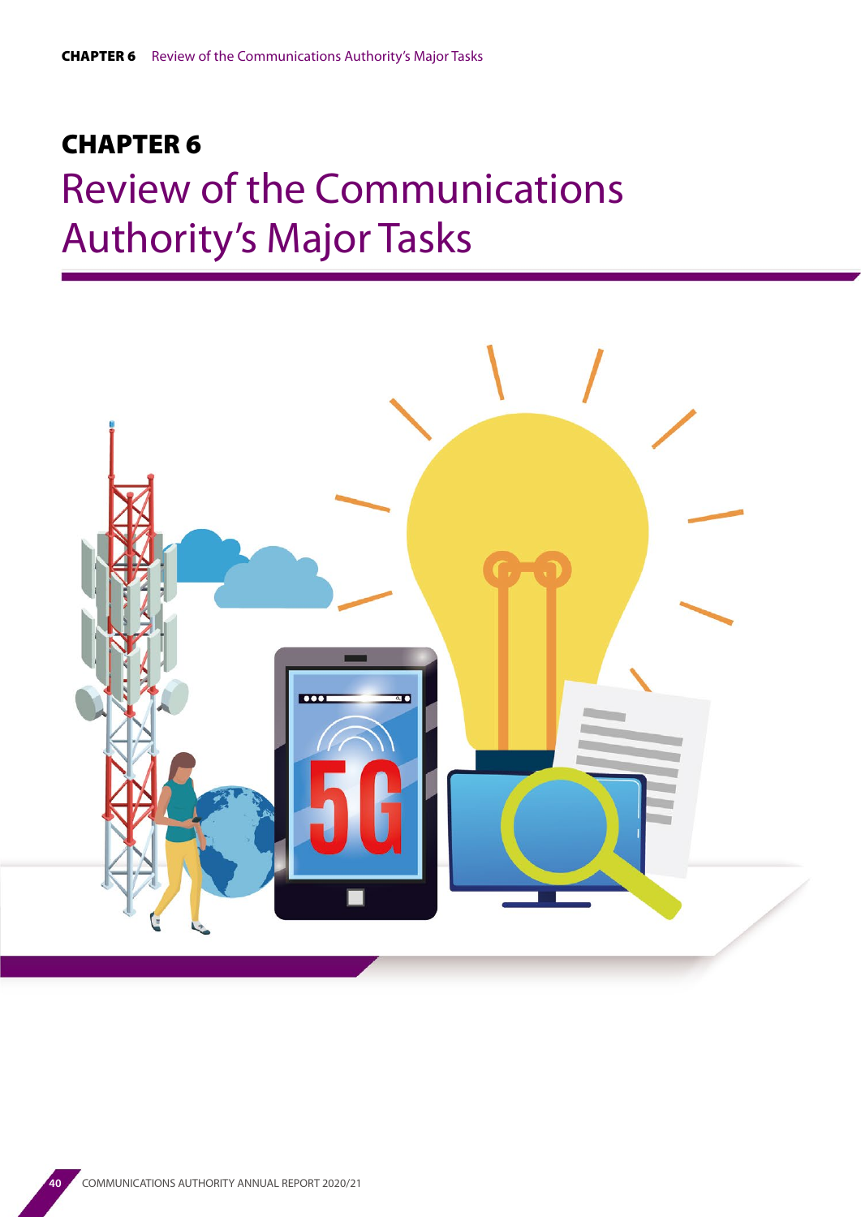# CHAPTER 6

# Review of the Communications Authority's Major Tasks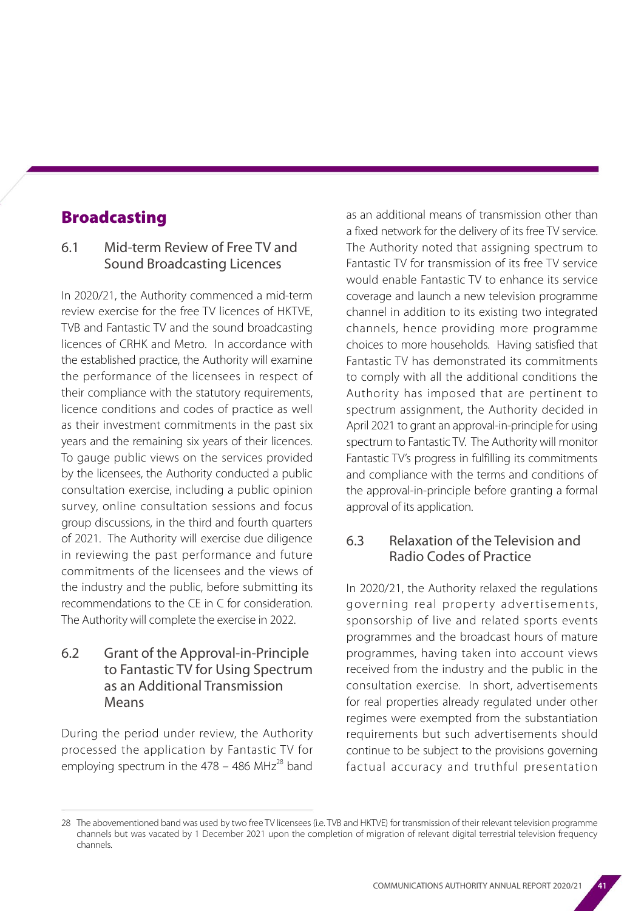# Broadcasting

## 6.1 Mid-term Review of Free TV and Sound Broadcasting Licences

In 2020/21, the Authority commenced a mid-term review exercise for the free TV licences of HKTVE, TVB and Fantastic TV and the sound broadcasting licences of CRHK and Metro. In accordance with the established practice, the Authority will examine the performance of the licensees in respect of their compliance with the statutory requirements, licence conditions and codes of practice as well as their investment commitments in the past six years and the remaining six years of their licences. To gauge public views on the services provided by the licensees, the Authority conducted a public consultation exercise, including a public opinion survey, online consultation sessions and focus group discussions, in the third and fourth quarters of 2021. The Authority will exercise due diligence in reviewing the past performance and future commitments of the licensees and the views of the industry and the public, before submitting its recommendations to the CE in C for consideration. The Authority will complete the exercise in 2022.

## 6.2 Grant of the Approval-in-Principle to Fantastic TV for Using Spectrum as an Additional Transmission Means

During the period under review, the Authority processed the application by Fantastic TV for employing spectrum in the 478 – 486 MHz[28] band as an additional means of transmission other than a fixed network for the delivery of its free TV service. The Authority noted that assigning spectrum to Fantastic TV for transmission of its free TV service would enable Fantastic TV to enhance its service coverage and launch a new television programme channel in addition to its existing two integrated channels, hence providing more programme choices to more households. Having satisfied that Fantastic TV has demonstrated its commitments to comply with all the additional conditions the Authority has imposed that are pertinent to spectrum assignment, the Authority decided in April 2021 to grant an approval-in-principle for using spectrum to Fantastic TV. The Authority will monitor Fantastic TV's progress in fulfilling its commitments and compliance with the terms and conditions of the approval-in-principle before granting a formal approval of its application.

## 6.3 Relaxation of the Television and Radio Codes of Practice

In 2020/21, the Authority relaxed the regulations governing real property advertisements, sponsorship of live and related sports events programmes and the broadcast hours of mature programmes, having taken into account views received from the industry and the public in the consultation exercise. In short, advertisements for real properties already regulated under other regimes were exempted from the substantiation requirements but such advertisements should continue to be subject to the provisions governing factual accuracy and truthful presentation

28 The abovementioned band was used by two free TV licensees (i.e. TVB and HKTVE) for transmission of their relevant television programme channels but was vacated by 1 December 2021 upon the completion of migration of relevant digital terrestrial television frequency channels.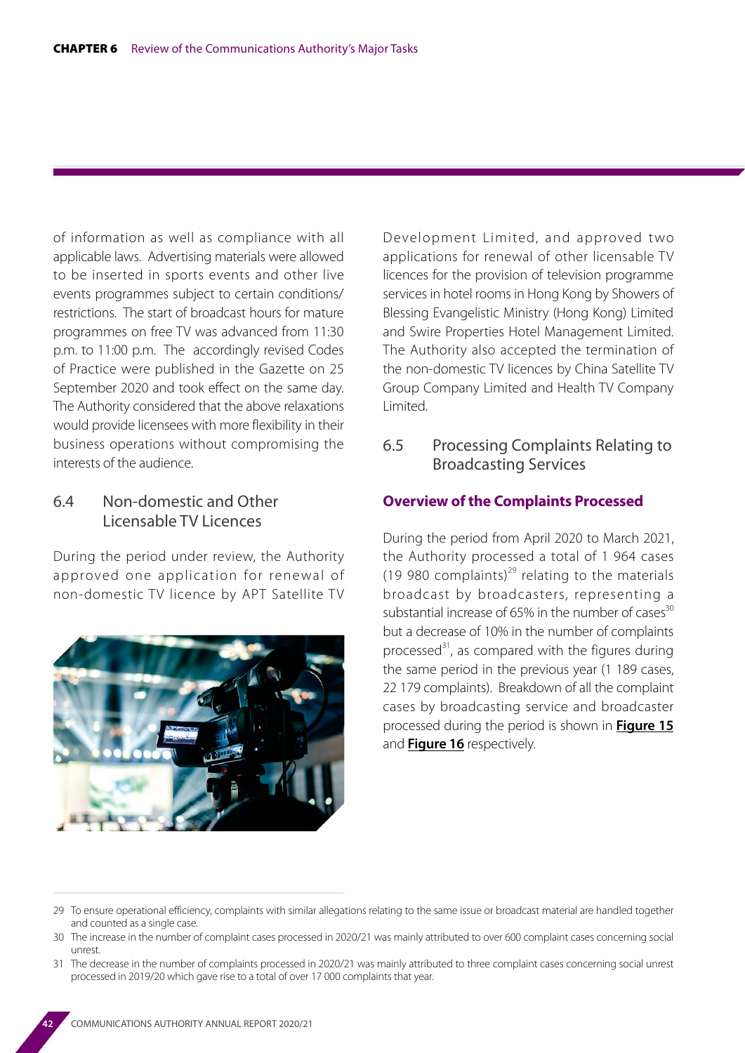of information as well as compliance with all applicable laws. Advertising materials were allowed to be inserted in sports events and other live events programmes subject to certain conditions/ restrictions. The start of broadcast hours for mature programmes on free TV was advanced from 11:30 p.m. to 11:00 p.m. The accordingly revised Codes of Practice were published in the Gazette on 25 September 2020 and took effect on the same day. The Authority considered that the above relaxations would provide licensees with more flexibility in their business operations without compromising the interests of the audience.

## 6.4 Non-domestic and Other Licensable TV Licences

During the period under review, the Authority approved one application for renewal of non-domestic TV licence by APT Satellite TV Development Limited, and approved two applications for renewal of other licensable TV licences for the provision of television programme services in hotel rooms in Hong Kong by Showers of Blessing Evangelistic Ministry (Hong Kong) Limited and Swire Properties Hotel Management Limited. The Authority also accepted the termination of the non-domestic TV licences by China Satellite TV Group Company Limited and Health TV Company Limited.

## 6.5 Processing Complaints Relating to Broadcasting Services

### Overview of the Complaints Processed

During the period from April 2020 to March 2021, the Authority processed a total of 1 964 cases (19 980 complaints)[29] relating to the materials broadcast by broadcasters, representing a substantial increase of 65% in the number of cases[30] but a decrease of 10% in the number of complaints processed[31], as compared with the figures during the same period in the previous year (1 189 cases, 22 179 complaints). Breakdown of all the complaint cases by broadcasting service and broadcaster processed during the period is shown in **Figure 15** and **Figure 16** respectively.

---

29 To ensure operational efficiency, complaints with similar allegations relating to the same issue or broadcast material are handled together and counted as a single case.

30 The increase in the number of complaint cases processed in 2020/21 was mainly attributed to over 600 complaint cases concerning social unrest.

31 The decrease in the number of complaints processed in 2020/21 was mainly attributed to three complaint cases concerning social unrest processed in 2019/20 which gave rise to a total of over 17 000 complaints that year.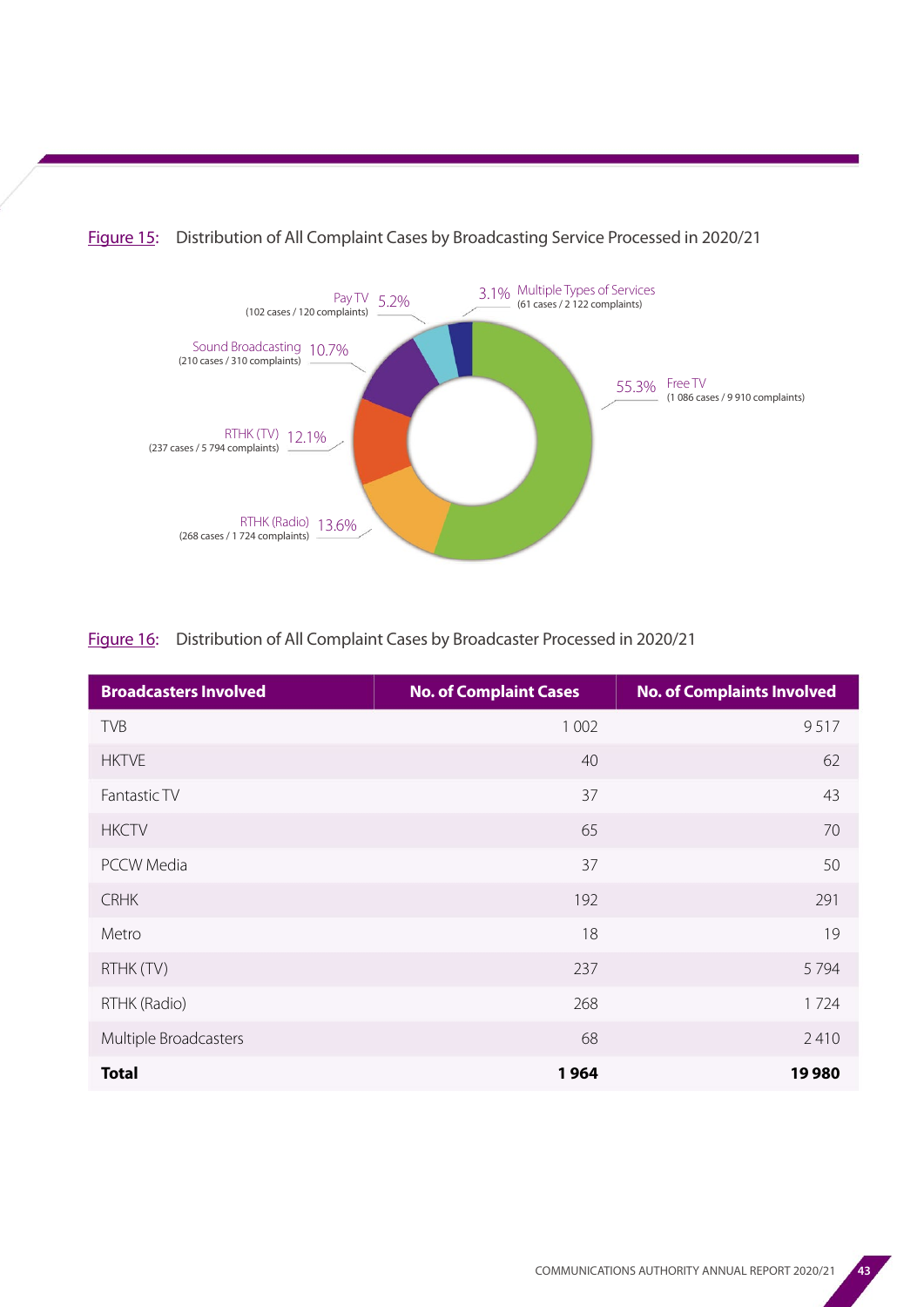Figure 15: Distribution of All Complaint Cases by Broadcasting Service Processed in 2020/21

- Free TV 55.3% (1 086 cases / 9 910 complaints)
- RTHK (Radio) 13.6% (268 cases / 1 724 complaints)
- RTHK (TV) 12.1% (237 cases / 5 794 complaints)
- Sound Broadcasting 10.7% (210 cases / 310 complaints)
- Pay TV 5.2% (102 cases / 120 complaints)
- Multiple Types of Services 3.1% (61 cases / 2 122 complaints)

Figure 16: Distribution of All Complaint Cases by Broadcaster Processed in 2020/21

| Broadcasters Involved | No. of Complaint Cases | No. of Complaints Involved |
|---|---|---|
| TVB | 1 002 | 9 517 |
| HKTVE | 40 | 62 |
| Fantastic TV | 37 | 43 |
| HKCTV | 65 | 70 |
| PCCW Media | 37 | 50 |
| CRHK | 192 | 291 |
| Metro | 18 | 19 |
| RTHK (TV) | 237 | 5 794 |
| RTHK (Radio) | 268 | 1 724 |
| Multiple Broadcasters | 68 | 2 410 |
| **Total** | **1 964** | **19 980** |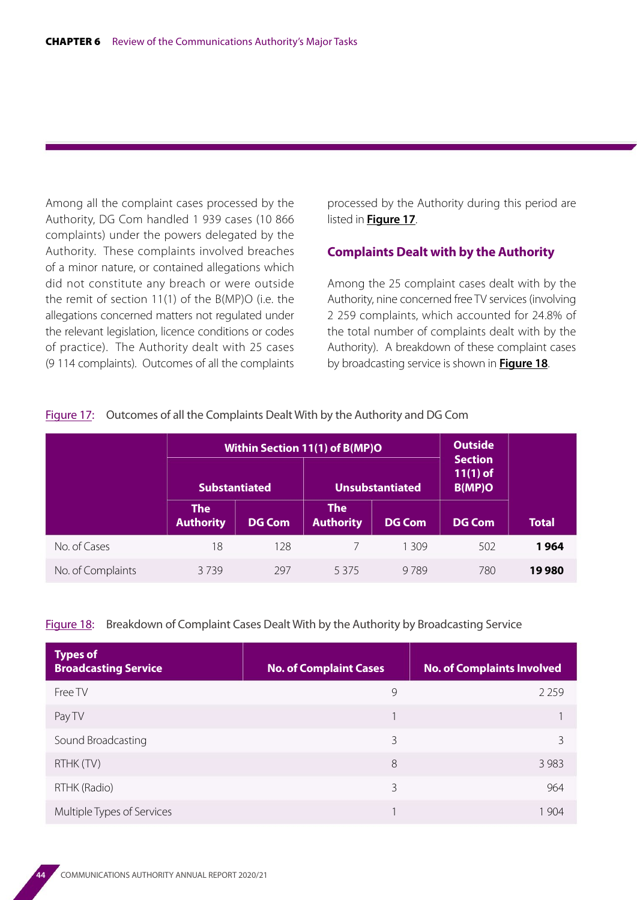Among all the complaint cases processed by the Authority, DG Com handled 1 939 cases (10 866 complaints) under the powers delegated by the Authority. These complaints involved breaches of a minor nature, or contained allegations which did not constitute any breach or were outside the remit of section 11(1) of the B(MP)O (i.e. the allegations concerned matters not regulated under the relevant legislation, licence conditions or codes of practice). The Authority dealt with 25 cases (9 114 complaints). Outcomes of all the complaints processed by the Authority during this period are listed in **Figure 17**.

## Complaints Dealt with by the Authority

Among the 25 complaint cases dealt with by the Authority, nine concerned free TV services (involving 2 259 complaints, which accounted for 24.8% of the total number of complaints dealt with by the Authority). A breakdown of these complaint cases by broadcasting service is shown in **Figure 18**.

Figure 17: Outcomes of all the Complaints Dealt With by the Authority and DG Com

| | Within Section 11(1) of B(MP)O | | | | Outside Section 11(1) of B(MP)O | |
|---|---|---|---|---|---|---|
| | Substantiated | | Unsubstantiated | | | |
| | The Authority | DG Com | The Authority | DG Com | DG Com | Total |
| No. of Cases | 18 | 128 | 7 | 1 309 | 502 | **1 964** |
| No. of Complaints | 3 739 | 297 | 5 375 | 9 789 | 780 | **19 980** |

Figure 18: Breakdown of Complaint Cases Dealt With by the Authority by Broadcasting Service

| Types of Broadcasting Service | No. of Complaint Cases | No. of Complaints Involved |
|---|---|---|
| Free TV | 9 | 2 259 |
| Pay TV | 1 | 1 |
| Sound Broadcasting | 3 | 3 |
| RTHK (TV) | 8 | 3 983 |
| RTHK (Radio) | 3 | 964 |
| Multiple Types of Services | 1 | 1 904 |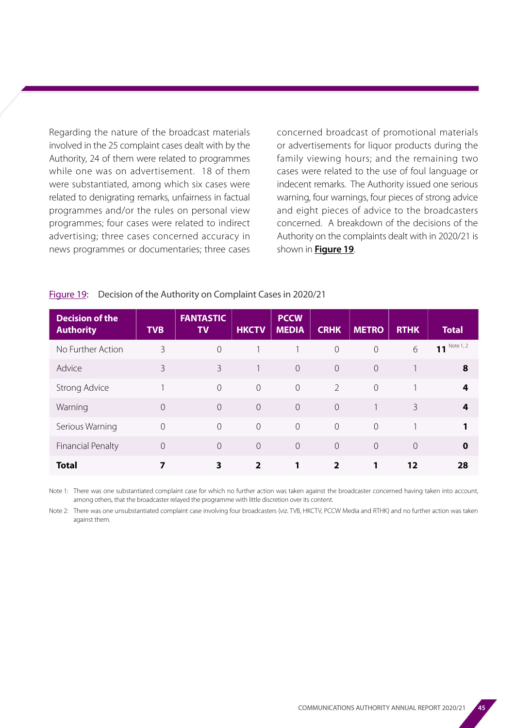Regarding the nature of the broadcast materials involved in the 25 complaint cases dealt with by the Authority, 24 of them were related to programmes while one was on advertisement. 18 of them were substantiated, among which six cases were related to denigrating remarks, unfairness in factual programmes and/or the rules on personal view programmes; four cases were related to indirect advertising; three cases concerned accuracy in news programmes or documentaries; three cases concerned broadcast of promotional materials or advertisements for liquor products during the family viewing hours; and the remaining two cases were related to the use of foul language or indecent remarks. The Authority issued one serious warning, four warnings, four pieces of strong advice and eight pieces of advice to the broadcasters concerned. A breakdown of the decisions of the Authority on the complaints dealt with in 2020/21 is shown in **Figure 19**.

Figure 19: Decision of the Authority on Complaint Cases in 2020/21

| Decision of the Authority | TVB | FANTASTIC TV | HKCTV | PCCW MEDIA | CRHK | METRO | RTHK | Total |
|---|---|---|---|---|---|---|---|---|
| No Further Action | 3 | 0 | 1 | 1 | 0 | 0 | 6 | **11** Note 1, 2 |
| Advice | 3 | 3 | 1 | 0 | 0 | 0 | 1 | **8** |
| Strong Advice | 1 | 0 | 0 | 0 | 2 | 0 | 1 | **4** |
| Warning | 0 | 0 | 0 | 0 | 0 | 1 | 3 | **4** |
| Serious Warning | 0 | 0 | 0 | 0 | 0 | 0 | 1 | **1** |
| Financial Penalty | 0 | 0 | 0 | 0 | 0 | 0 | 0 | **0** |
| **Total** | **7** | **3** | **2** | **1** | **2** | **1** | **12** | **28** |

Note 1: There was one substantiated complaint case for which no further action was taken against the broadcaster concerned having taken into account, among others, that the broadcaster relayed the programme with little discretion over its content.

Note 2: There was one unsubstantiated complaint case involving four broadcasters (viz. TVB, HKCTV, PCCW Media and RTHK) and no further action was taken against them.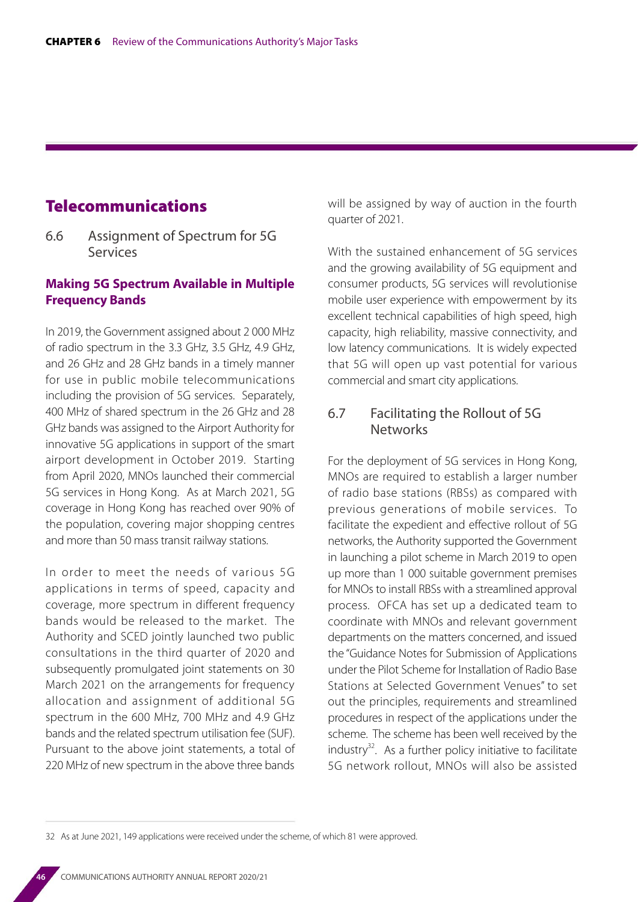# Telecommunications

## 6.6 Assignment of Spectrum for 5G Services

### Making 5G Spectrum Available in Multiple Frequency Bands

In 2019, the Government assigned about 2 000 MHz of radio spectrum in the 3.3 GHz, 3.5 GHz, 4.9 GHz, and 26 GHz and 28 GHz bands in a timely manner for use in public mobile telecommunications including the provision of 5G services. Separately, 400 MHz of shared spectrum in the 26 GHz and 28 GHz bands was assigned to the Airport Authority for innovative 5G applications in support of the smart airport development in October 2019. Starting from April 2020, MNOs launched their commercial 5G services in Hong Kong. As at March 2021, 5G coverage in Hong Kong has reached over 90% of the population, covering major shopping centres and more than 50 mass transit railway stations.

In order to meet the needs of various 5G applications in terms of speed, capacity and coverage, more spectrum in different frequency bands would be released to the market. The Authority and SCED jointly launched two public consultations in the third quarter of 2020 and subsequently promulgated joint statements on 30 March 2021 on the arrangements for frequency allocation and assignment of additional 5G spectrum in the 600 MHz, 700 MHz and 4.9 GHz bands and the related spectrum utilisation fee (SUF). Pursuant to the above joint statements, a total of 220 MHz of new spectrum in the above three bands will be assigned by way of auction in the fourth quarter of 2021.

With the sustained enhancement of 5G services and the growing availability of 5G equipment and consumer products, 5G services will revolutionise mobile user experience with empowerment by its excellent technical capabilities of high speed, high capacity, high reliability, massive connectivity, and low latency communications. It is widely expected that 5G will open up vast potential for various commercial and smart city applications.

## 6.7 Facilitating the Rollout of 5G Networks

For the deployment of 5G services in Hong Kong, MNOs are required to establish a larger number of radio base stations (RBSs) as compared with previous generations of mobile services. To facilitate the expedient and effective rollout of 5G networks, the Authority supported the Government in launching a pilot scheme in March 2019 to open up more than 1 000 suitable government premises for MNOs to install RBSs with a streamlined approval process. OFCA has set up a dedicated team to coordinate with MNOs and relevant government departments on the matters concerned, and issued the "Guidance Notes for Submission of Applications under the Pilot Scheme for Installation of Radio Base Stations at Selected Government Venues" to set out the principles, requirements and streamlined procedures in respect of the applications under the scheme. The scheme has been well received by the industry[32]. As a further policy initiative to facilitate 5G network rollout, MNOs will also be assisted

---

[32] As at June 2021, 149 applications were received under the scheme, of which 81 were approved.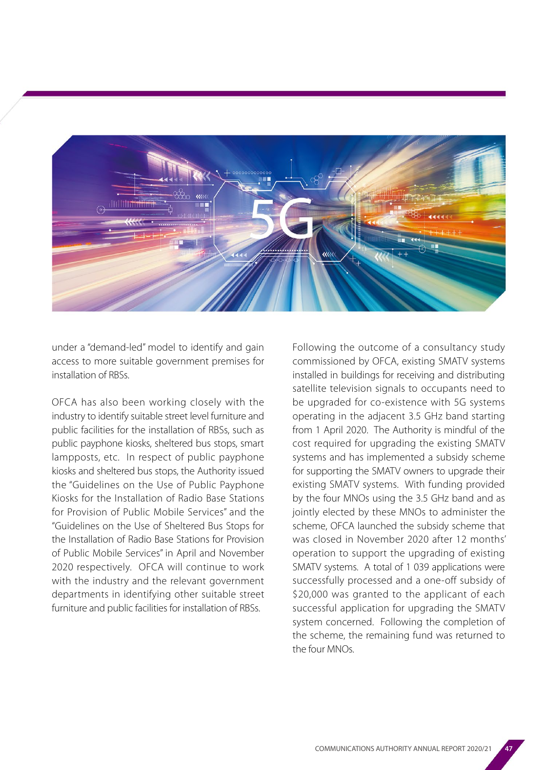under a "demand-led" model to identify and gain access to more suitable government premises for installation of RBSs.

OFCA has also been working closely with the industry to identify suitable street level furniture and public facilities for the installation of RBSs, such as public payphone kiosks, sheltered bus stops, smart lampposts, etc. In respect of public payphone kiosks and sheltered bus stops, the Authority issued the "Guidelines on the Use of Public Payphone Kiosks for the Installation of Radio Base Stations for Provision of Public Mobile Services" and the "Guidelines on the Use of Sheltered Bus Stops for the Installation of Radio Base Stations for Provision of Public Mobile Services" in April and November 2020 respectively. OFCA will continue to work with the industry and the relevant government departments in identifying other suitable street furniture and public facilities for installation of RBSs.

Following the outcome of a consultancy study commissioned by OFCA, existing SMATV systems installed in buildings for receiving and distributing satellite television signals to occupants need to be upgraded for co-existence with 5G systems operating in the adjacent 3.5 GHz band starting from 1 April 2020. The Authority is mindful of the cost required for upgrading the existing SMATV systems and has implemented a subsidy scheme for supporting the SMATV owners to upgrade their existing SMATV systems. With funding provided by the four MNOs using the 3.5 GHz band and as jointly elected by these MNOs to administer the scheme, OFCA launched the subsidy scheme that was closed in November 2020 after 12 months' operation to support the upgrading of existing SMATV systems. A total of 1 039 applications were successfully processed and a one-off subsidy of $20,000 was granted to the applicant of each successful application for upgrading the SMATV system concerned. Following the completion of the scheme, the remaining fund was returned to the four MNOs.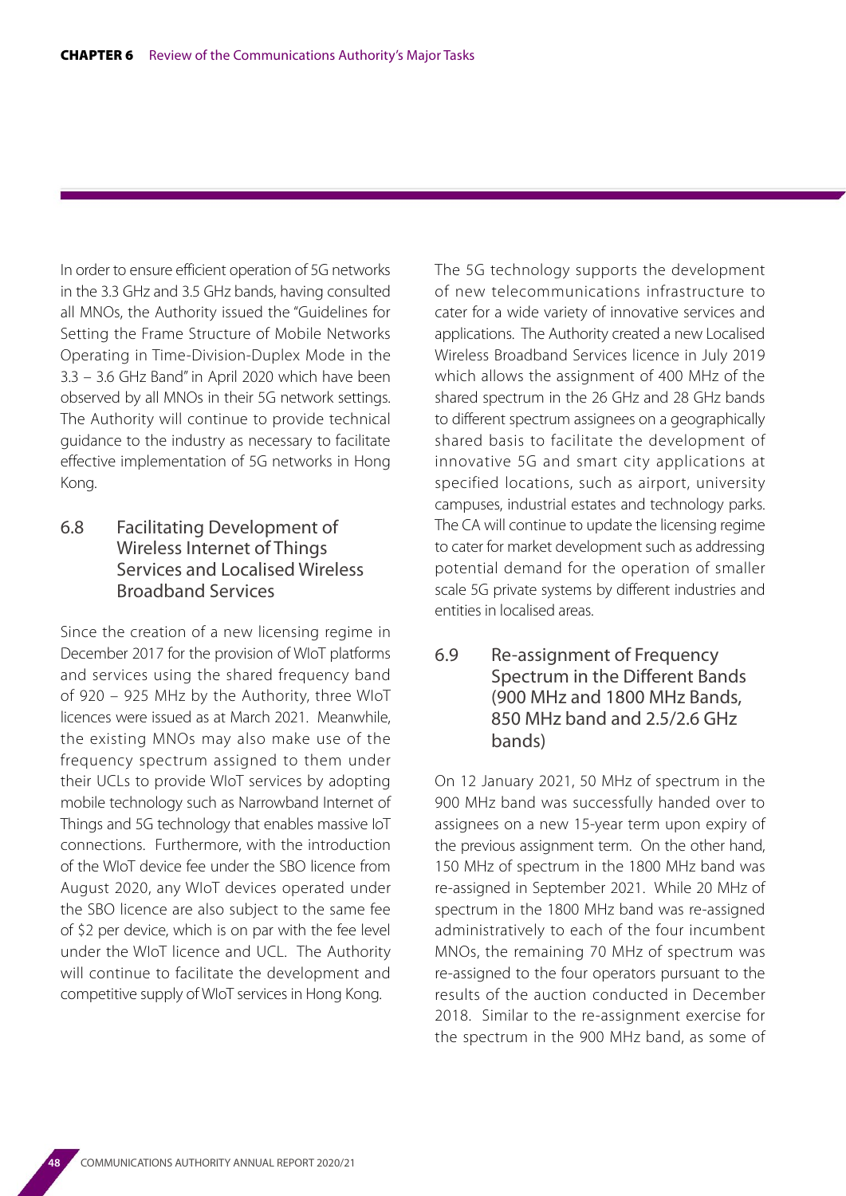In order to ensure efficient operation of 5G networks in the 3.3 GHz and 3.5 GHz bands, having consulted all MNOs, the Authority issued the "Guidelines for Setting the Frame Structure of Mobile Networks Operating in Time-Division-Duplex Mode in the 3.3 – 3.6 GHz Band" in April 2020 which have been observed by all MNOs in their 5G network settings. The Authority will continue to provide technical guidance to the industry as necessary to facilitate effective implementation of 5G networks in Hong Kong.

## 6.8 Facilitating Development of Wireless Internet of Things Services and Localised Wireless Broadband Services

Since the creation of a new licensing regime in December 2017 for the provision of WIoT platforms and services using the shared frequency band of 920 – 925 MHz by the Authority, three WIoT licences were issued as at March 2021. Meanwhile, the existing MNOs may also make use of the frequency spectrum assigned to them under their UCLs to provide WIoT services by adopting mobile technology such as Narrowband Internet of Things and 5G technology that enables massive IoT connections. Furthermore, with the introduction of the WIoT device fee under the SBO licence from August 2020, any WIoT devices operated under the SBO licence are also subject to the same fee of $2 per device, which is on par with the fee level under the WIoT licence and UCL. The Authority will continue to facilitate the development and competitive supply of WIoT services in Hong Kong.

The 5G technology supports the development of new telecommunications infrastructure to cater for a wide variety of innovative services and applications. The Authority created a new Localised Wireless Broadband Services licence in July 2019 which allows the assignment of 400 MHz of the shared spectrum in the 26 GHz and 28 GHz bands to different spectrum assignees on a geographically shared basis to facilitate the development of innovative 5G and smart city applications at specified locations, such as airport, university campuses, industrial estates and technology parks. The CA will continue to update the licensing regime to cater for market development such as addressing potential demand for the operation of smaller scale 5G private systems by different industries and entities in localised areas.

## 6.9 Re-assignment of Frequency Spectrum in the Different Bands (900 MHz and 1800 MHz Bands, 850 MHz band and 2.5/2.6 GHz bands)

On 12 January 2021, 50 MHz of spectrum in the 900 MHz band was successfully handed over to assignees on a new 15-year term upon expiry of the previous assignment term. On the other hand, 150 MHz of spectrum in the 1800 MHz band was re-assigned in September 2021. While 20 MHz of spectrum in the 1800 MHz band was re-assigned administratively to each of the four incumbent MNOs, the remaining 70 MHz of spectrum was re-assigned to the four operators pursuant to the results of the auction conducted in December 2018. Similar to the re-assignment exercise for the spectrum in the 900 MHz band, as some of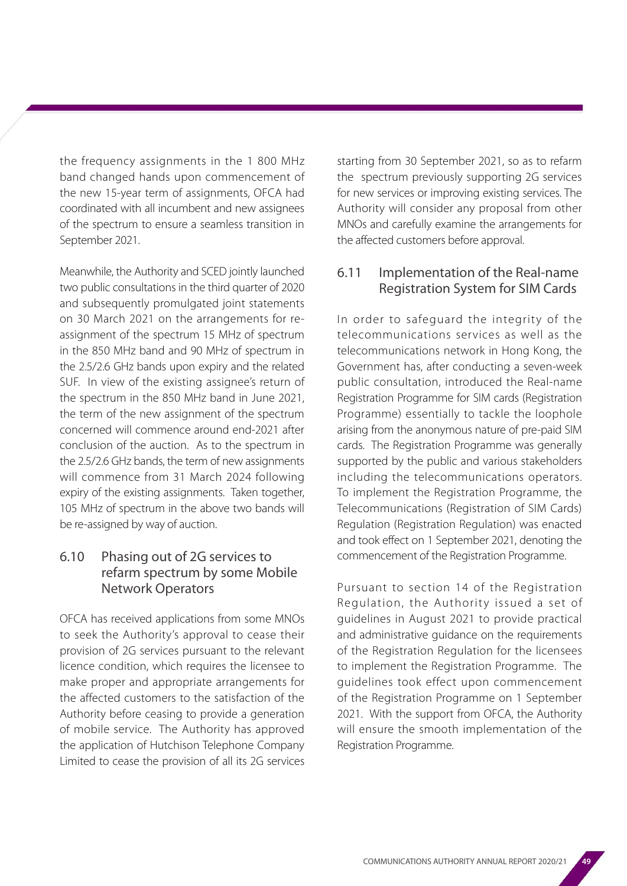the frequency assignments in the 1 800 MHz band changed hands upon commencement of the new 15-year term of assignments, OFCA had coordinated with all incumbent and new assignees of the spectrum to ensure a seamless transition in September 2021.

Meanwhile, the Authority and SCED jointly launched two public consultations in the third quarter of 2020 and subsequently promulgated joint statements on 30 March 2021 on the arrangements for re-assignment of the spectrum 15 MHz of spectrum in the 850 MHz band and 90 MHz of spectrum in the 2.5/2.6 GHz bands upon expiry and the related SUF. In view of the existing assignee's return of the spectrum in the 850 MHz band in June 2021, the term of the new assignment of the spectrum concerned will commence around end-2021 after conclusion of the auction. As to the spectrum in the 2.5/2.6 GHz bands, the term of new assignments will commence from 31 March 2024 following expiry of the existing assignments. Taken together, 105 MHz of spectrum in the above two bands will be re-assigned by way of auction.

## 6.10 Phasing out of 2G services to refarm spectrum by some Mobile Network Operators

OFCA has received applications from some MNOs to seek the Authority's approval to cease their provision of 2G services pursuant to the relevant licence condition, which requires the licensee to make proper and appropriate arrangements for the affected customers to the satisfaction of the Authority before ceasing to provide a generation of mobile service. The Authority has approved the application of Hutchison Telephone Company Limited to cease the provision of all its 2G services starting from 30 September 2021, so as to refarm the spectrum previously supporting 2G services for new services or improving existing services. The Authority will consider any proposal from other MNOs and carefully examine the arrangements for the affected customers before approval.

## 6.11 Implementation of the Real-name Registration System for SIM Cards

In order to safeguard the integrity of the telecommunications services as well as the telecommunications network in Hong Kong, the Government has, after conducting a seven-week public consultation, introduced the Real-name Registration Programme for SIM cards (Registration Programme) essentially to tackle the loophole arising from the anonymous nature of pre-paid SIM cards. The Registration Programme was generally supported by the public and various stakeholders including the telecommunications operators. To implement the Registration Programme, the Telecommunications (Registration of SIM Cards) Regulation (Registration Regulation) was enacted and took effect on 1 September 2021, denoting the commencement of the Registration Programme.

Pursuant to section 14 of the Registration Regulation, the Authority issued a set of guidelines in August 2021 to provide practical and administrative guidance on the requirements of the Registration Regulation for the licensees to implement the Registration Programme. The guidelines took effect upon commencement of the Registration Programme on 1 September 2021. With the support from OFCA, the Authority will ensure the smooth implementation of the Registration Programme.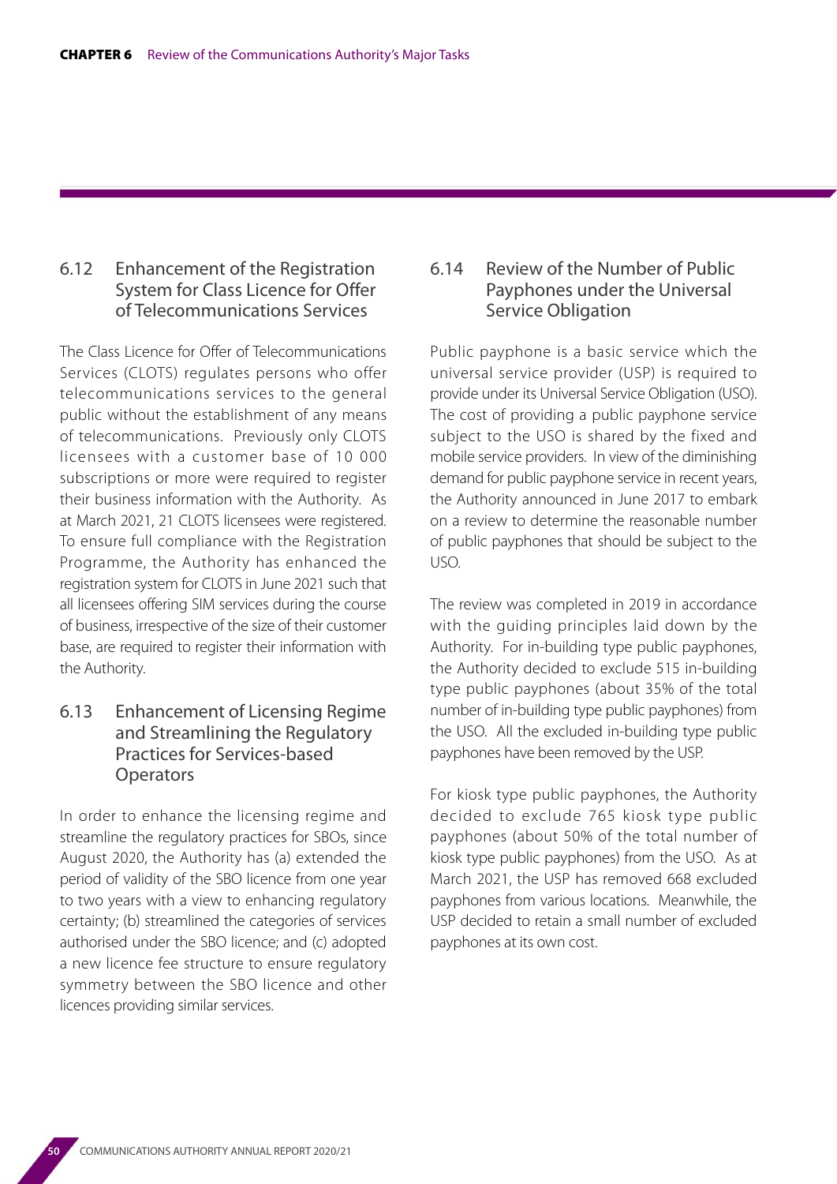### 6.12 Enhancement of the Registration System for Class Licence for Offer of Telecommunications Services

The Class Licence for Offer of Telecommunications Services (CLOTS) regulates persons who offer telecommunications services to the general public without the establishment of any means of telecommunications. Previously only CLOTS licensees with a customer base of 10 000 subscriptions or more were required to register their business information with the Authority. As at March 2021, 21 CLOTS licensees were registered. To ensure full compliance with the Registration Programme, the Authority has enhanced the registration system for CLOTS in June 2021 such that all licensees offering SIM services during the course of business, irrespective of the size of their customer base, are required to register their information with the Authority.

### 6.13 Enhancement of Licensing Regime and Streamlining the Regulatory Practices for Services-based Operators

In order to enhance the licensing regime and streamline the regulatory practices for SBOs, since August 2020, the Authority has (a) extended the period of validity of the SBO licence from one year to two years with a view to enhancing regulatory certainty; (b) streamlined the categories of services authorised under the SBO licence; and (c) adopted a new licence fee structure to ensure regulatory symmetry between the SBO licence and other licences providing similar services.

### 6.14 Review of the Number of Public Payphones under the Universal Service Obligation

Public payphone is a basic service which the universal service provider (USP) is required to provide under its Universal Service Obligation (USO). The cost of providing a public payphone service subject to the USO is shared by the fixed and mobile service providers. In view of the diminishing demand for public payphone service in recent years, the Authority announced in June 2017 to embark on a review to determine the reasonable number of public payphones that should be subject to the USO.

The review was completed in 2019 in accordance with the guiding principles laid down by the Authority. For in-building type public payphones, the Authority decided to exclude 515 in-building type public payphones (about 35% of the total number of in-building type public payphones) from the USO. All the excluded in-building type public payphones have been removed by the USP.

For kiosk type public payphones, the Authority decided to exclude 765 kiosk type public payphones (about 50% of the total number of kiosk type public payphones) from the USO. As at March 2021, the USP has removed 668 excluded payphones from various locations. Meanwhile, the USP decided to retain a small number of excluded payphones at its own cost.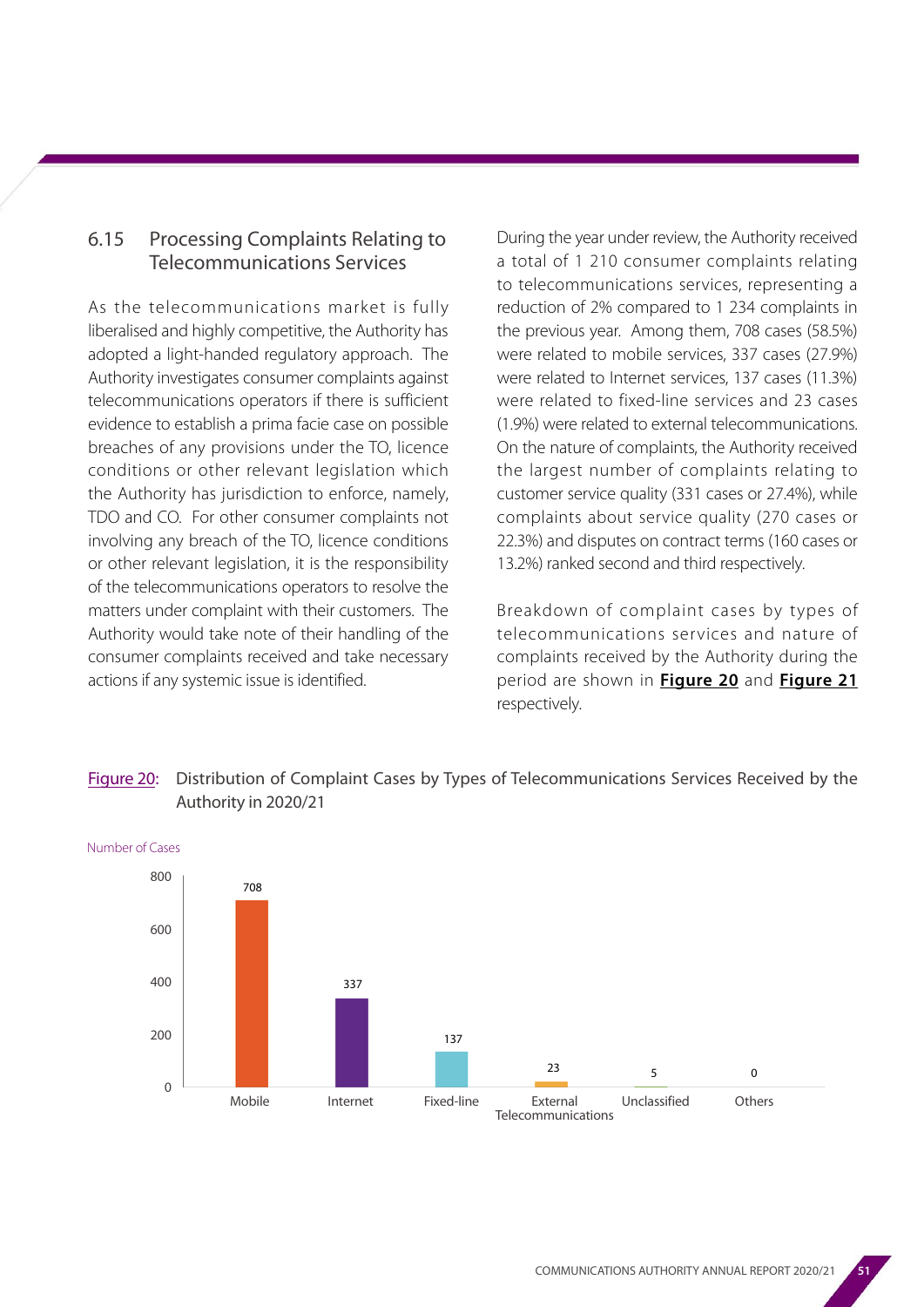## 6.15 Processing Complaints Relating to Telecommunications Services

As the telecommunications market is fully liberalised and highly competitive, the Authority has adopted a light-handed regulatory approach. The Authority investigates consumer complaints against telecommunications operators if there is sufficient evidence to establish a prima facie case on possible breaches of any provisions under the TO, licence conditions or other relevant legislation which the Authority has jurisdiction to enforce, namely, TDO and CO. For consumer complaints not involving any breach of the TO, licence conditions or other relevant legislation, it is the responsibility of the telecommunications operators to resolve the matters under complaint with their customers. The Authority would take note of their handling of the consumer complaints received and take necessary actions if any systemic issue is identified.

During the year under review, the Authority received a total of 1 210 consumer complaints relating to telecommunications services, representing a reduction of 2% compared to 1 234 complaints in the previous year. Among them, 708 cases (58.5%) were related to mobile services, 337 cases (27.9%) were related to Internet services, 137 cases (11.3%) were related to fixed-line services and 23 cases (1.9%) were related to external telecommunications. On the nature of complaints, the Authority received the largest number of complaints relating to customer service quality (331 cases or 27.4%), while complaints about service quality (270 cases or 22.3%) and disputes on contract terms (160 cases or 13.2%) ranked second and third respectively.

Breakdown of complaint cases by types of telecommunications services and nature of complaints received by the Authority during the period are shown in **Figure 20** and **Figure 21** respectively.

Figure 20: Distribution of Complaint Cases by Types of Telecommunications Services Received by the Authority in 2020/21

| Type of Service | Number of Cases |
|---|---|
| Mobile | 708 |
| Internet | 337 |
| Fixed-line | 137 |
| External Telecommunications | 23 |
| Unclassified | 5 |
| Others | 0 |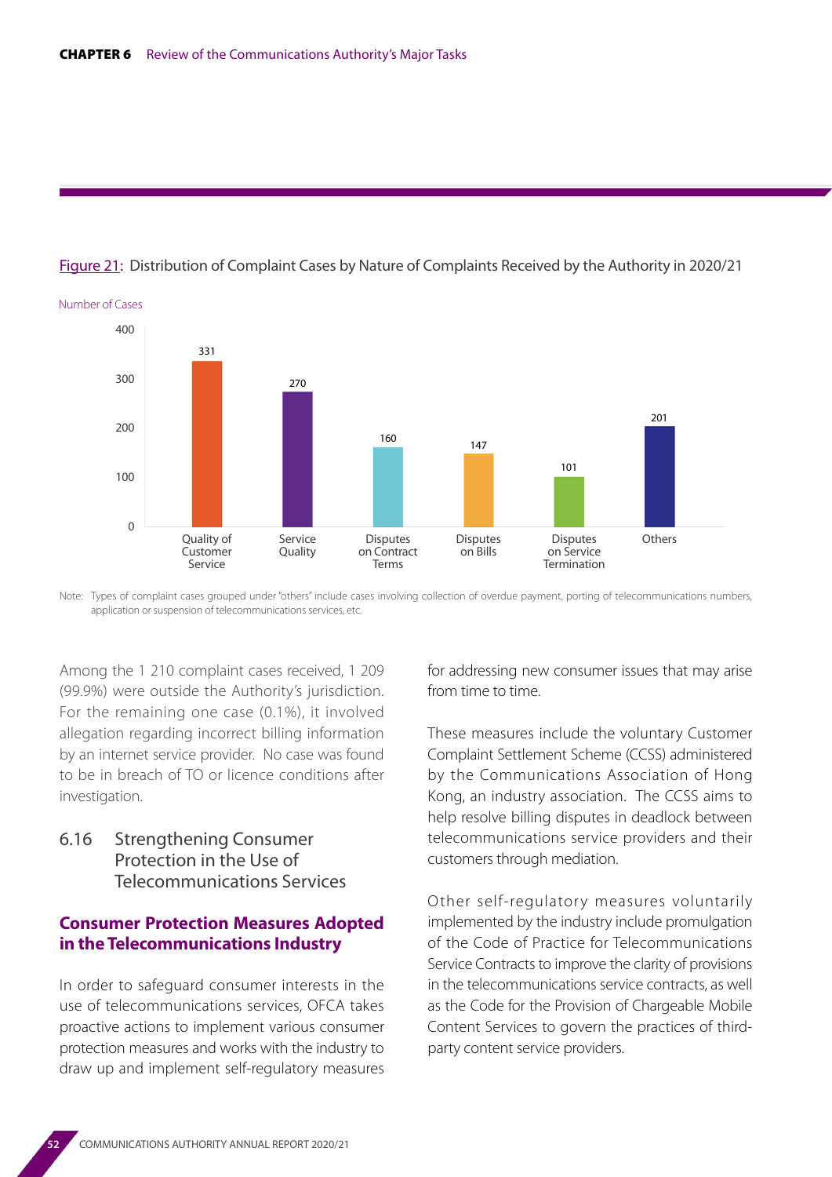Figure 21: Distribution of Complaint Cases by Nature of Complaints Received by the Authority in 2020/21

| Nature of Complaints | Number of Cases |
|---|---|
| Quality of Customer Service | 331 |
| Service Quality | 270 |
| Disputes on Contract Terms | 160 |
| Disputes on Bills | 147 |
| Disputes on Service Termination | 101 |
| Others | 201 |

Note: Types of complaint cases grouped under "others" include cases involving collection of overdue payment, porting of telecommunications numbers, application or suspension of telecommunications services, etc.

Among the 1 210 complaint cases received, 1 209 (99.9%) were outside the Authority's jurisdiction. For the remaining one case (0.1%), it involved allegation regarding incorrect billing information by an internet service provider. No case was found to be in breach of TO or licence conditions after investigation.

## 6.16 Strengthening Consumer Protection in the Use of Telecommunications Services

### Consumer Protection Measures Adopted in the Telecommunications Industry

In order to safeguard consumer interests in the use of telecommunications services, OFCA takes proactive actions to implement various consumer protection measures and works with the industry to draw up and implement self-regulatory measures for addressing new consumer issues that may arise from time to time.

These measures include the voluntary Customer Complaint Settlement Scheme (CCSS) administered by the Communications Association of Hong Kong, an industry association. The CCSS aims to help resolve billing disputes in deadlock between telecommunications service providers and their customers through mediation.

Other self-regulatory measures voluntarily implemented by the industry include promulgation of the Code of Practice for Telecommunications Service Contracts to improve the clarity of provisions in the telecommunications service contracts, as well as the Code for the Provision of Chargeable Mobile Content Services to govern the practices of third-party content service providers.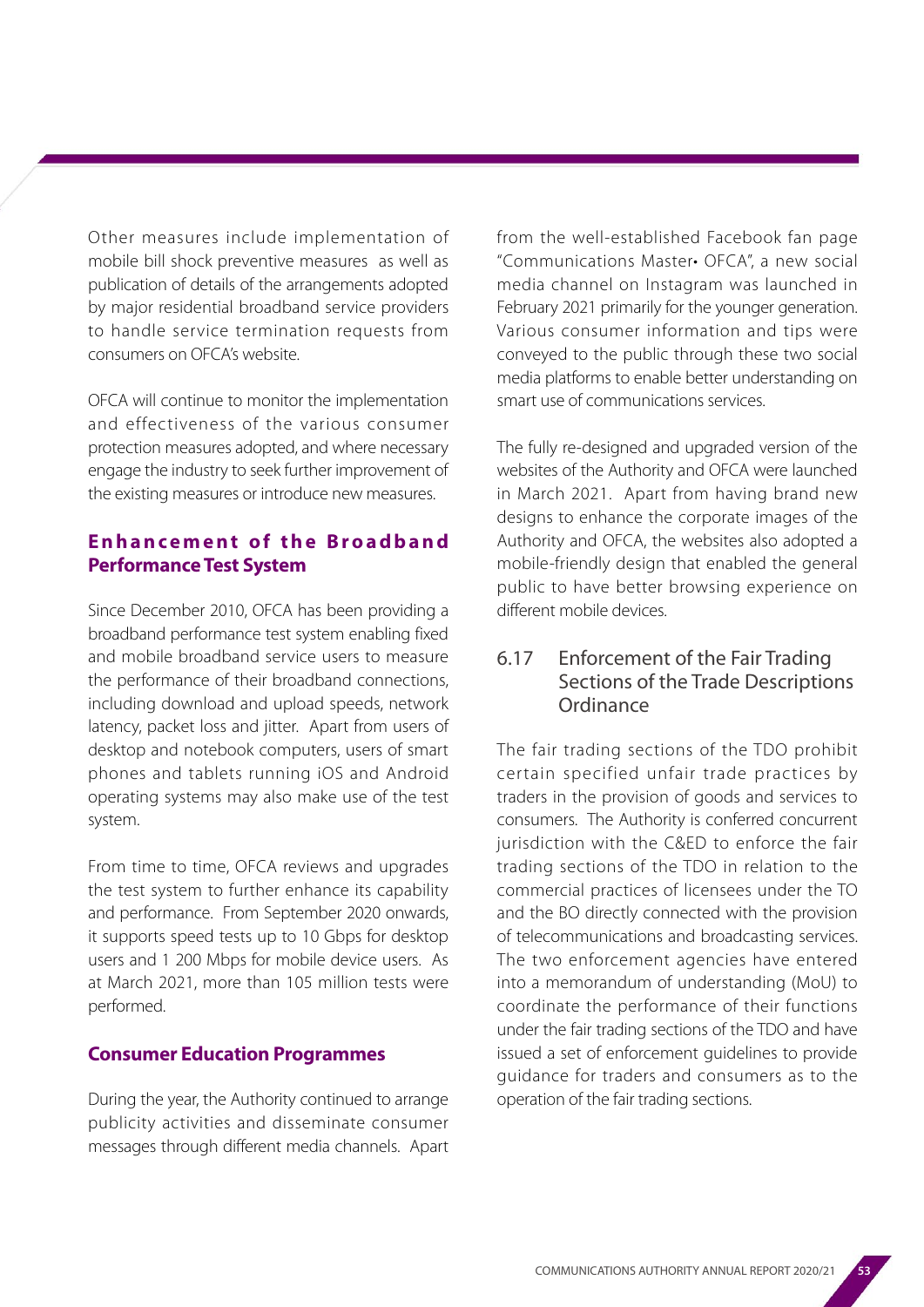Other measures include implementation of mobile bill shock preventive measures as well as publication of details of the arrangements adopted by major residential broadband service providers to handle service termination requests from consumers on OFCA's website.

OFCA will continue to monitor the implementation and effectiveness of the various consumer protection measures adopted, and where necessary engage the industry to seek further improvement of the existing measures or introduce new measures.

### Enhancement of the Broadband Performance Test System

Since December 2010, OFCA has been providing a broadband performance test system enabling fixed and mobile broadband service users to measure the performance of their broadband connections, including download and upload speeds, network latency, packet loss and jitter. Apart from users of desktop and notebook computers, users of smart phones and tablets running iOS and Android operating systems may also make use of the test system.

From time to time, OFCA reviews and upgrades the test system to further enhance its capability and performance. From September 2020 onwards, it supports speed tests up to 10 Gbps for desktop users and 1 200 Mbps for mobile device users. As at March 2021, more than 105 million tests were performed.

### Consumer Education Programmes

During the year, the Authority continued to arrange publicity activities and disseminate consumer messages through different media channels. Apart from the well-established Facebook fan page "Communications Master• OFCA", a new social media channel on Instagram was launched in February 2021 primarily for the younger generation. Various consumer information and tips were conveyed to the public through these two social media platforms to enable better understanding on smart use of communications services.

The fully re-designed and upgraded version of the websites of the Authority and OFCA were launched in March 2021. Apart from having brand new designs to enhance the corporate images of the Authority and OFCA, the websites also adopted a mobile-friendly design that enabled the general public to have better browsing experience on different mobile devices.

## 6.17 Enforcement of the Fair Trading Sections of the Trade Descriptions Ordinance

The fair trading sections of the TDO prohibit certain specified unfair trade practices by traders in the provision of goods and services to consumers. The Authority is conferred concurrent jurisdiction with the C&ED to enforce the fair trading sections of the TDO in relation to the commercial practices of licensees under the TO and the BO directly connected with the provision of telecommunications and broadcasting services. The two enforcement agencies have entered into a memorandum of understanding (MoU) to coordinate the performance of their functions under the fair trading sections of the TDO and have issued a set of enforcement guidelines to provide guidance for traders and consumers as to the operation of the fair trading sections.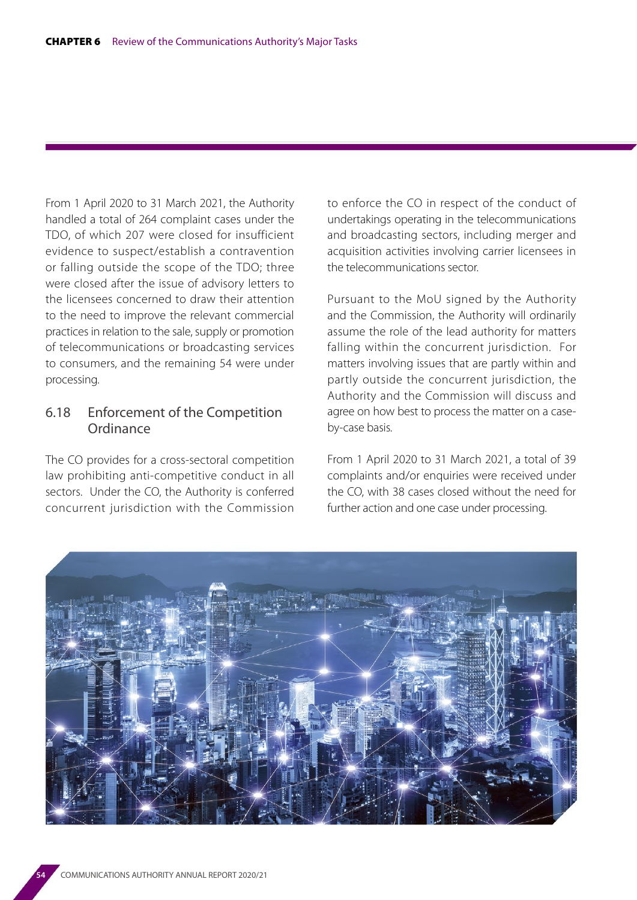From 1 April 2020 to 31 March 2021, the Authority handled a total of 264 complaint cases under the TDO, of which 207 were closed for insufficient evidence to suspect/establish a contravention or falling outside the scope of the TDO; three were closed after the issue of advisory letters to the licensees concerned to draw their attention to the need to improve the relevant commercial practices in relation to the sale, supply or promotion of telecommunications or broadcasting services to consumers, and the remaining 54 were under processing.

## 6.18 Enforcement of the Competition Ordinance

The CO provides for a cross-sectoral competition law prohibiting anti-competitive conduct in all sectors. Under the CO, the Authority is conferred concurrent jurisdiction with the Commission to enforce the CO in respect of the conduct of undertakings operating in the telecommunications and broadcasting sectors, including merger and acquisition activities involving carrier licensees in the telecommunications sector.

Pursuant to the MoU signed by the Authority and the Commission, the Authority will ordinarily assume the role of the lead authority for matters falling within the concurrent jurisdiction. For matters involving issues that are partly within and partly outside the concurrent jurisdiction, the Authority and the Commission will discuss and agree on how best to process the matter on a case-by-case basis.

From 1 April 2020 to 31 March 2021, a total of 39 complaints and/or enquiries were received under the CO, with 38 cases closed without the need for further action and one case under processing.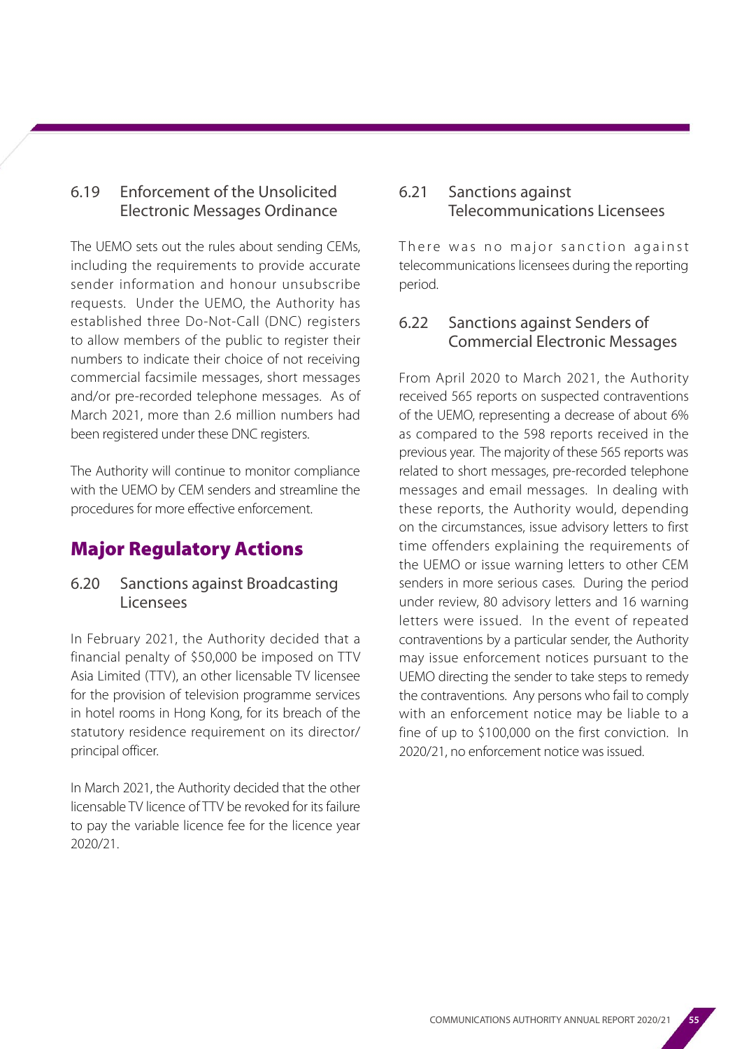### 6.19 Enforcement of the Unsolicited Electronic Messages Ordinance

The UEMO sets out the rules about sending CEMs, including the requirements to provide accurate sender information and honour unsubscribe requests. Under the UEMO, the Authority has established three Do-Not-Call (DNC) registers to allow members of the public to register their numbers to indicate their choice of not receiving commercial facsimile messages, short messages and/or pre-recorded telephone messages. As of March 2021, more than 2.6 million numbers had been registered under these DNC registers.

The Authority will continue to monitor compliance with the UEMO by CEM senders and streamline the procedures for more effective enforcement.

## Major Regulatory Actions

### 6.20 Sanctions against Broadcasting Licensees

In February 2021, the Authority decided that a financial penalty of $50,000 be imposed on TTV Asia Limited (TTV), an other licensable TV licensee for the provision of television programme services in hotel rooms in Hong Kong, for its breach of the statutory residence requirement on its director/principal officer.

In March 2021, the Authority decided that the other licensable TV licence of TTV be revoked for its failure to pay the variable licence fee for the licence year 2020/21.

### 6.21 Sanctions against Telecommunications Licensees

There was no major sanction against telecommunications licensees during the reporting period.

### 6.22 Sanctions against Senders of Commercial Electronic Messages

From April 2020 to March 2021, the Authority received 565 reports on suspected contraventions of the UEMO, representing a decrease of about 6% as compared to the 598 reports received in the previous year. The majority of these 565 reports was related to short messages, pre-recorded telephone messages and email messages. In dealing with these reports, the Authority would, depending on the circumstances, issue advisory letters to first time offenders explaining the requirements of the UEMO or issue warning letters to other CEM senders in more serious cases. During the period under review, 80 advisory letters and 16 warning letters were issued. In the event of repeated contraventions by a particular sender, the Authority may issue enforcement notices pursuant to the UEMO directing the sender to take steps to remedy the contraventions. Any persons who fail to comply with an enforcement notice may be liable to a fine of up to $100,000 on the first conviction. In 2020/21, no enforcement notice was issued.